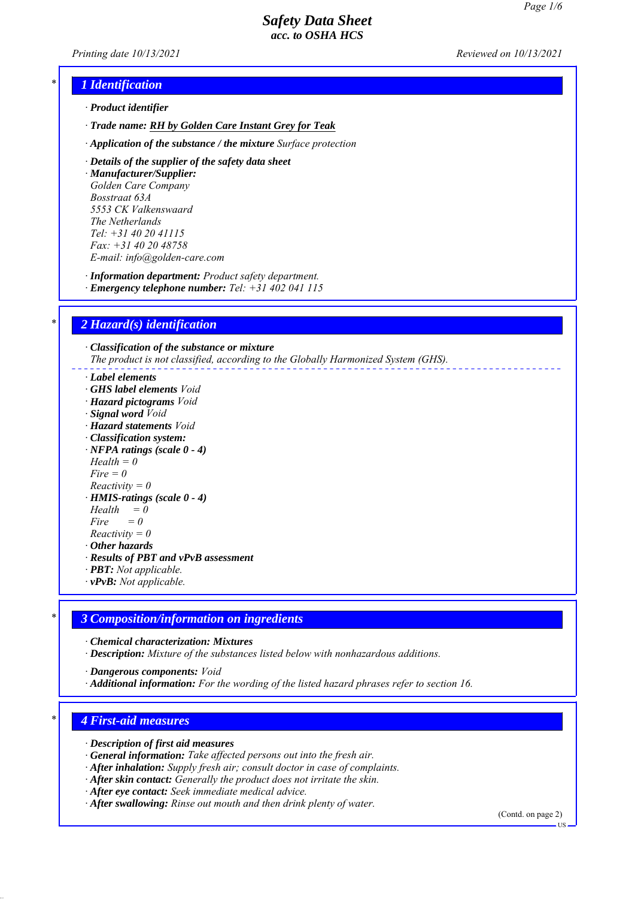# Safety Data Sheet
## acc. to OSHA HCS

*Printing date 10/13/2021* *Reviewed on 10/13/2021*

## 1 Identification

- **Product identifier**
- **Trade name:** **RH by Golden Care Instant Grey for Teak**
- **Application of the substance / the mixture** *Surface protection*
- **Details of the supplier of the safety data sheet**
- **Manufacturer/Supplier:**
  *Golden Care Company*
  *Bosstraat 63A*
  *5553 CK Valkenswaard*
  *The Netherlands*
  *Tel: +31 40 20 41115*
  *Fax: +31 40 20 48758*
  *E-mail: info@golden-care.com*
- **Information department:** *Product safety department.*
- **Emergency telephone number:** *Tel: +31 402 041 115*

## 2 Hazard(s) identification

- **Classification of the substance or mixture**
  *The product is not classified, according to the Globally Harmonized System (GHS).*
- **Label elements**
- **GHS label elements** *Void*
- **Hazard pictograms** *Void*
- **Signal word** *Void*
- **Hazard statements** *Void*
- **Classification system:**
- **NFPA ratings (scale 0 - 4)**
  *Health = 0*
  *Fire = 0*
  *Reactivity = 0*
- **HMIS-ratings (scale 0 - 4)**
  *Health = 0*
  *Fire = 0*
  *Reactivity = 0*
- **Other hazards**
- **Results of PBT and vPvB assessment**
- **PBT:** *Not applicable.*
- **vPvB:** *Not applicable.*

## 3 Composition/information on ingredients

- **Chemical characterization: Mixtures**
- **Description:** *Mixture of the substances listed below with nonhazardous additions.*
- **Dangerous components:** *Void*
- **Additional information:** *For the wording of the listed hazard phrases refer to section 16.*

## 4 First-aid measures

- **Description of first aid measures**
- **General information:** *Take affected persons out into the fresh air.*
- **After inhalation:** *Supply fresh air; consult doctor in case of complaints.*
- **After skin contact:** *Generally the product does not irritate the skin.*
- **After eye contact:** *Seek immediate medical advice.*
- **After swallowing:** *Rinse out mouth and then drink plenty of water.*

(Contd. on page 2)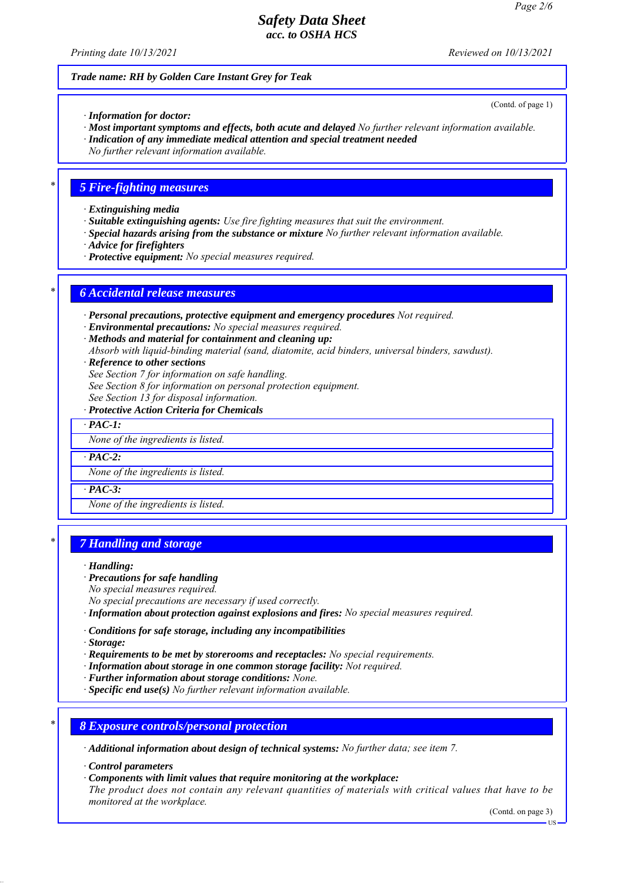*Trade name: RH by Golden Care Instant Grey for Teak*

(Contd. of page 1)

· **Information for doctor:**
· **Most important symptoms and effects, both acute and delayed** No further relevant information available.
· **Indication of any immediate medical attention and special treatment needed**
No further relevant information available.

## 5 Fire-fighting measures

· **Extinguishing media**
· **Suitable extinguishing agents:** Use fire fighting measures that suit the environment.
· **Special hazards arising from the substance or mixture** No further relevant information available.
· **Advice for firefighters**
· **Protective equipment:** No special measures required.

## 6 Accidental release measures

· **Personal precautions, protective equipment and emergency procedures** Not required.
· **Environmental precautions:** No special measures required.
· **Methods and material for containment and cleaning up:**
Absorb with liquid-binding material (sand, diatomite, acid binders, universal binders, sawdust).
· **Reference to other sections**
See Section 7 for information on safe handling.
See Section 8 for information on personal protection equipment.
See Section 13 for disposal information.
· **Protective Action Criteria for Chemicals**

· **PAC-1:**
None of the ingredients is listed.

· **PAC-2:**
None of the ingredients is listed.

· **PAC-3:**
None of the ingredients is listed.

## 7 Handling and storage

· **Handling:**
· **Precautions for safe handling**
No special measures required.
No special precautions are necessary if used correctly.
· **Information about protection against explosions and fires:** No special measures required.

· **Conditions for safe storage, including any incompatibilities**
· **Storage:**
· **Requirements to be met by storerooms and receptacles:** No special requirements.
· **Information about storage in one common storage facility:** Not required.
· **Further information about storage conditions:** None.
· **Specific end use(s)** No further relevant information available.

## 8 Exposure controls/personal protection

· **Additional information about design of technical systems:** No further data; see item 7.

· **Control parameters**
· **Components with limit values that require monitoring at the workplace:**
The product does not contain any relevant quantities of materials with critical values that have to be monitored at the workplace.

(Contd. on page 3)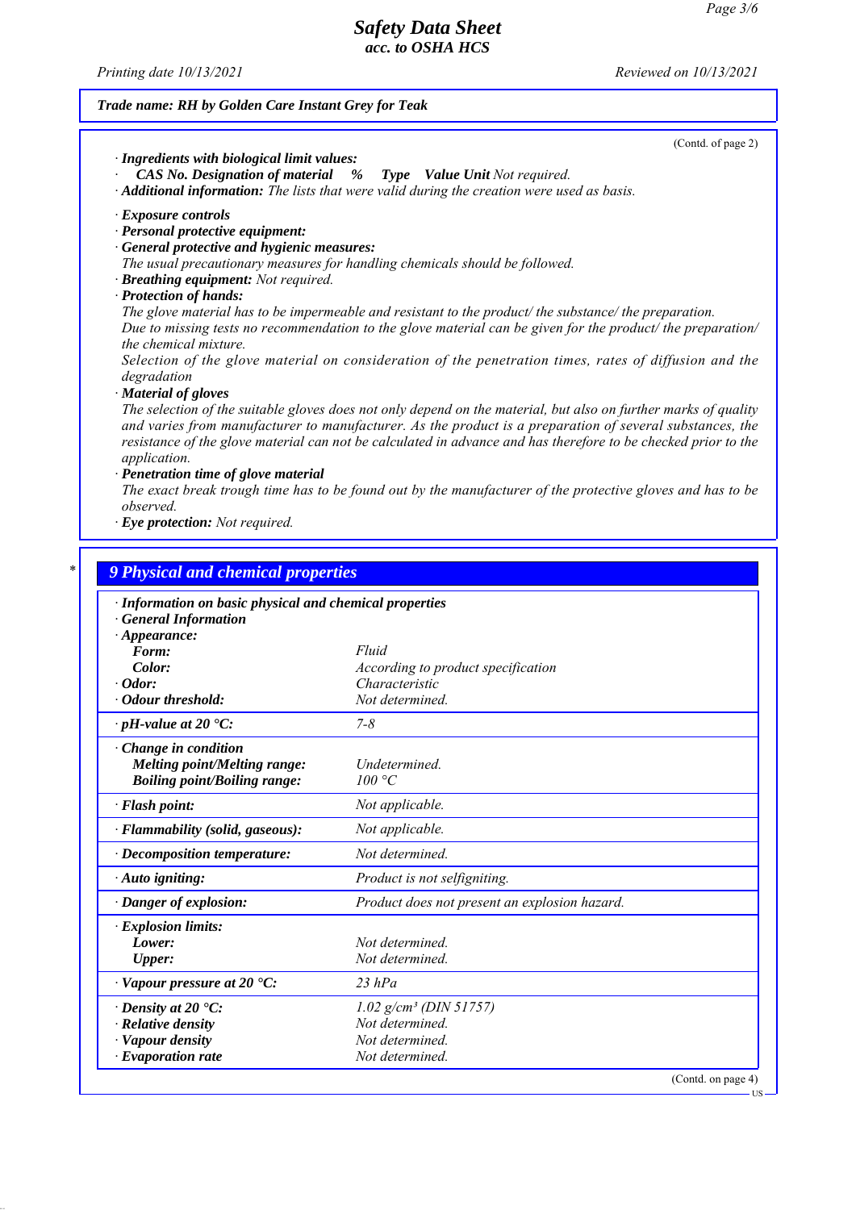Trade name: RH by Golden Care Instant Grey for Teak

(Contd. of page 2)

· **Ingredients with biological limit values:**
· **CAS No. Designation of material % Type Value Unit** Not required.
· **Additional information:** The lists that were valid during the creation were used as basis.

· **Exposure controls**
· **Personal protective equipment:**
· **General protective and hygienic measures:**
The usual precautionary measures for handling chemicals should be followed.
· **Breathing equipment:** Not required.
· **Protection of hands:**
The glove material has to be impermeable and resistant to the product/ the substance/ the preparation.
Due to missing tests no recommendation to the glove material can be given for the product/ the preparation/ the chemical mixture.
Selection of the glove material on consideration of the penetration times, rates of diffusion and the degradation
· **Material of gloves**
The selection of the suitable gloves does not only depend on the material, but also on further marks of quality and varies from manufacturer to manufacturer. As the product is a preparation of several substances, the resistance of the glove material can not be calculated in advance and has therefore to be checked prior to the application.
· **Penetration time of glove material**
The exact break trough time has to be found out by the manufacturer of the protective gloves and has to be observed.
· **Eye protection:** Not required.

## 9 Physical and chemical properties

| · Information on basic physical and chemical properties | |
|---|---|
| · General Information | |
| · Appearance: | |
| Form: | Fluid |
| Color: | According to product specification |
| · Odor: | Characteristic |
| · Odour threshold: | Not determined. |
| · pH-value at 20 °C: | 7-8 |
| · Change in condition | |
| Melting point/Melting range: | Undetermined. |
| Boiling point/Boiling range: | 100 °C |
| · Flash point: | Not applicable. |
| · Flammability (solid, gaseous): | Not applicable. |
| · Decomposition temperature: | Not determined. |
| · Auto igniting: | Product is not selfigniting. |
| · Danger of explosion: | Product does not present an explosion hazard. |
| · Explosion limits: | |
| Lower: | Not determined. |
| Upper: | Not determined. |
| · Vapour pressure at 20 °C: | 23 hPa |
| · Density at 20 °C: | 1.02 g/cm³ (DIN 51757) |
| · Relative density | Not determined. |
| · Vapour density | Not determined. |
| · Evaporation rate | Not determined. |

(Contd. on page 4)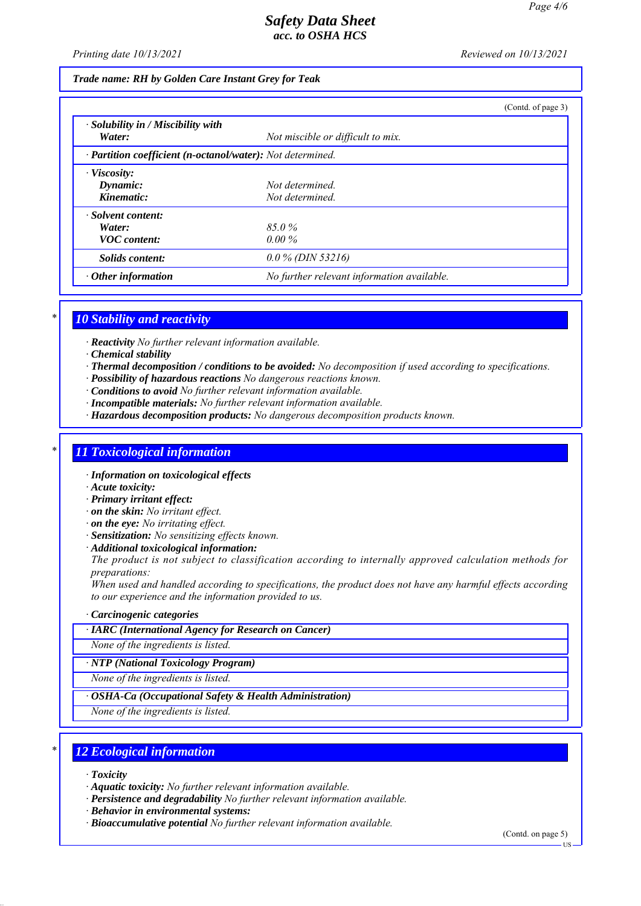**Trade name: RH by Golden Care Instant Grey for Teak**

(Contd. of page 3)

| | |
|---|---|
| · **Solubility in / Miscibility with** | |
| **Water:** | *Not miscible or difficult to mix.* |
| · **Partition coefficient (n-octanol/water):** *Not determined.* | |
| · **Viscosity:** | |
| **Dynamic:** | *Not determined.* |
| **Kinematic:** | *Not determined.* |
| · **Solvent content:** | |
| **Water:** | *85.0 %* |
| **VOC content:** | *0.00 %* |
| **Solids content:** | *0.0 % (DIN 53216)* |
| · **Other information** | *No further relevant information available.* |

\*

## 10 Stability and reactivity

· **Reactivity** *No further relevant information available.*
· **Chemical stability**
· **Thermal decomposition / conditions to be avoided:** *No decomposition if used according to specifications.*
· **Possibility of hazardous reactions** *No dangerous reactions known.*
· **Conditions to avoid** *No further relevant information available.*
· **Incompatible materials:** *No further relevant information available.*
· **Hazardous decomposition products:** *No dangerous decomposition products known.*

\*

## 11 Toxicological information

· **Information on toxicological effects**
· **Acute toxicity:**
· **Primary irritant effect:**
· **on the skin:** *No irritant effect.*
· **on the eye:** *No irritating effect.*
· **Sensitization:** *No sensitizing effects known.*
· **Additional toxicological information:**
*The product is not subject to classification according to internally approved calculation methods for preparations:*
*When used and handled according to specifications, the product does not have any harmful effects according to our experience and the information provided to us.*

· **Carcinogenic categories**

| · **IARC (International Agency for Research on Cancer)** |
|---|
| *None of the ingredients is listed.* |

| · **NTP (National Toxicology Program)** |
|---|
| *None of the ingredients is listed.* |

| · **OSHA-Ca (Occupational Safety & Health Administration)** |
|---|
| *None of the ingredients is listed.* |

\*

## 12 Ecological information

· **Toxicity**
· **Aquatic toxicity:** *No further relevant information available.*
· **Persistence and degradability** *No further relevant information available.*
· **Behavior in environmental systems:**
· **Bioaccumulative potential** *No further relevant information available.*

(Contd. on page 5)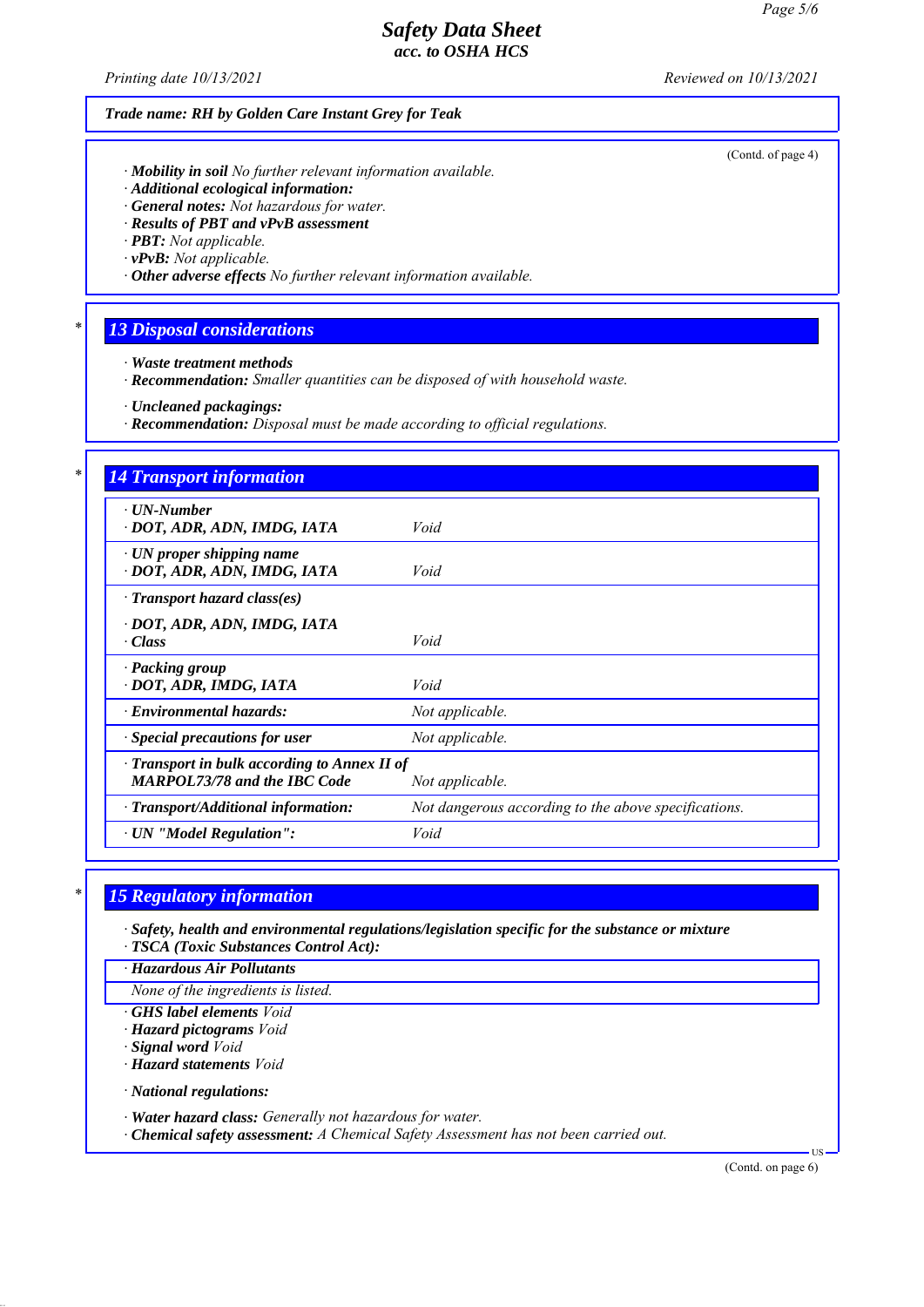Trade name: RH by Golden Care Instant Grey for Teak

(Contd. of page 4)

· **Mobility in soil** *No further relevant information available.*
· **Additional ecological information:**
· **General notes:** *Not hazardous for water.*
· **Results of PBT and vPvB assessment**
· **PBT:** *Not applicable.*
· **vPvB:** *Not applicable.*
· **Other adverse effects** *No further relevant information available.*

## 13 Disposal considerations

· **Waste treatment methods**
· **Recommendation:** *Smaller quantities can be disposed of with household waste.*

· **Uncleaned packagings:**
· **Recommendation:** *Disposal must be made according to official regulations.*

## 14 Transport information

| | |
|---|---|
| · **UN-Number**<br>· **DOT, ADR, ADN, IMDG, IATA** | *Void* |
| · **UN proper shipping name**<br>· **DOT, ADR, ADN, IMDG, IATA** | *Void* |
| · **Transport hazard class(es)**<br>· **DOT, ADR, ADN, IMDG, IATA**<br>· **Class** | *Void* |
| · **Packing group**<br>· **DOT, ADR, IMDG, IATA** | *Void* |
| · **Environmental hazards:** | *Not applicable.* |
| · **Special precautions for user** | *Not applicable.* |
| · **Transport in bulk according to Annex II of MARPOL73/78 and the IBC Code** | *Not applicable.* |
| · **Transport/Additional information:** | *Not dangerous according to the above specifications.* |
| · **UN "Model Regulation":** | *Void* |

## 15 Regulatory information

· **Safety, health and environmental regulations/legislation specific for the substance or mixture**
· **TSCA (Toxic Substances Control Act):**

| · **Hazardous Air Pollutants** |
|---|
| *None of the ingredients is listed.* |

· **GHS label elements** *Void*
· **Hazard pictograms** *Void*
· **Signal word** *Void*
· **Hazard statements** *Void*

· **National regulations:**

· **Water hazard class:** *Generally not hazardous for water.*
· **Chemical safety assessment:** *A Chemical Safety Assessment has not been carried out.*

(Contd. on page 6)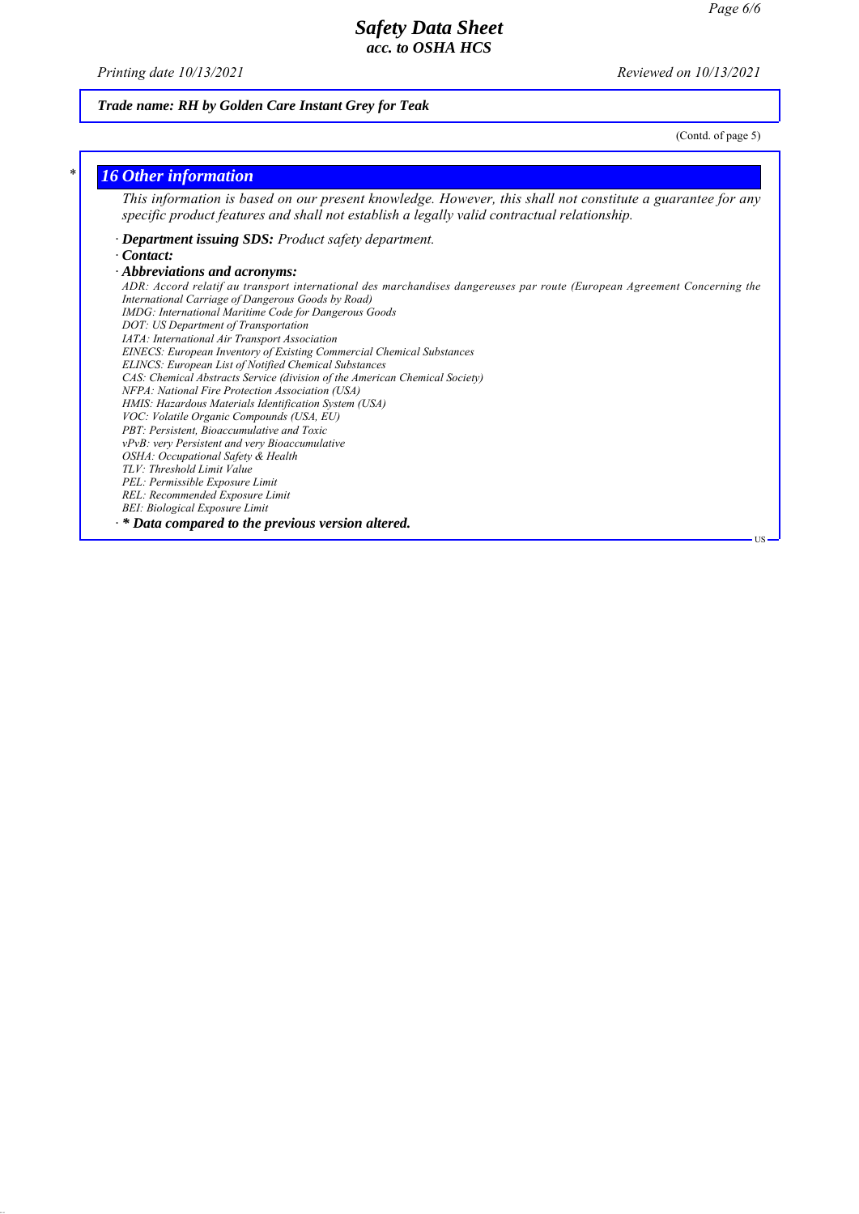Trade name: RH by Golden Care Instant Grey for Teak

(Contd. of page 5)

## * 16 Other information

*This information is based on our present knowledge. However, this shall not constitute a guarantee for any specific product features and shall not establish a legally valid contractual relationship.*

· **Department issuing SDS:** *Product safety department.*

· **Contact:**

· **Abbreviations and acronyms:**

ADR: Accord relatif au transport international des marchandises dangereuses par route (European Agreement Concerning the International Carriage of Dangerous Goods by Road)
IMDG: International Maritime Code for Dangerous Goods
DOT: US Department of Transportation
IATA: International Air Transport Association
EINECS: European Inventory of Existing Commercial Chemical Substances
ELINCS: European List of Notified Chemical Substances
CAS: Chemical Abstracts Service (division of the American Chemical Society)
NFPA: National Fire Protection Association (USA)
HMIS: Hazardous Materials Identification System (USA)
VOC: Volatile Organic Compounds (USA, EU)
PBT: Persistent, Bioaccumulative and Toxic
vPvB: very Persistent and very Bioaccumulative
OSHA: Occupational Safety & Health
TLV: Threshold Limit Value
PEL: Permissible Exposure Limit
REL: Recommended Exposure Limit
BEI: Biological Exposure Limit

· **\* Data compared to the previous version altered.**